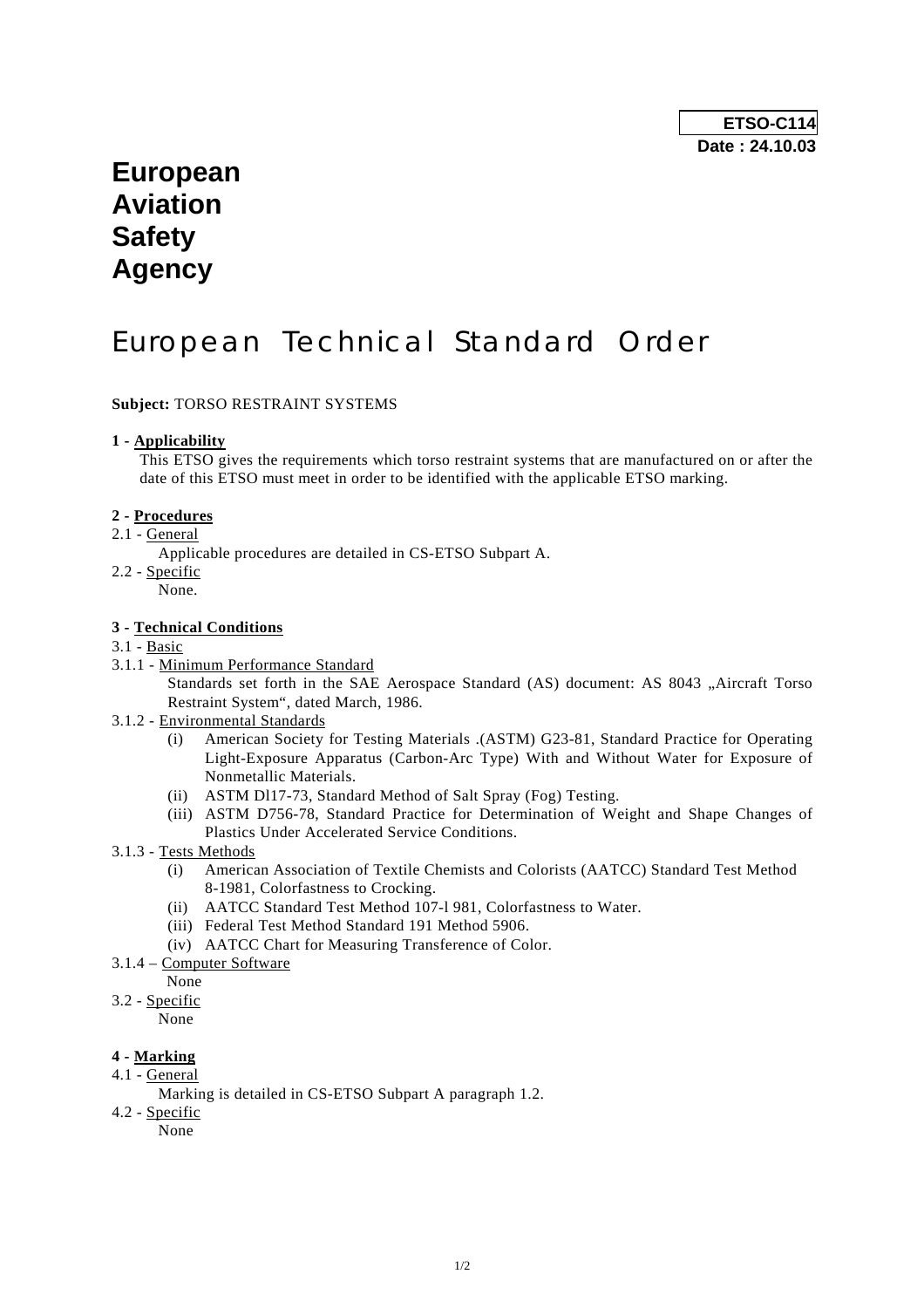**ETSO-C114**
**Date : 24.10.03**

# European Aviation Safety Agency

# European Technical Standard Order

**Subject:** TORSO RESTRAINT SYSTEMS

**1 - Applicability**

This ETSO gives the requirements which torso restraint systems that are manufactured on or after the date of this ETSO must meet in order to be identified with the applicable ETSO marking.

**2 - Procedures**

2.1 - General

Applicable procedures are detailed in CS-ETSO Subpart A.

2.2 - Specific

None.

**3 - Technical Conditions**

3.1 - Basic

3.1.1 - Minimum Performance Standard

Standards set forth in the SAE Aerospace Standard (AS) document: AS 8043 „Aircraft Torso Restraint System", dated March, 1986.

3.1.2 - Environmental Standards

- (i) American Society for Testing Materials .(ASTM) G23-81, Standard Practice for Operating Light-Exposure Apparatus (Carbon-Arc Type) With and Without Water for Exposure of Nonmetallic Materials.
- (ii) ASTM Dl17-73, Standard Method of Salt Spray (Fog) Testing.
- (iii) ASTM D756-78, Standard Practice for Determination of Weight and Shape Changes of Plastics Under Accelerated Service Conditions.

3.1.3 - Tests Methods

- (i) American Association of Textile Chemists and Colorists (AATCC) Standard Test Method 8-1981, Colorfastness to Crocking.
- (ii) AATCC Standard Test Method 107-l 981, Colorfastness to Water.
- (iii) Federal Test Method Standard 191 Method 5906.
- (iv) AATCC Chart for Measuring Transference of Color.

3.1.4 – Computer Software

None

3.2 - Specific

None

**4 - Marking**

4.1 - General

Marking is detailed in CS-ETSO Subpart A paragraph 1.2.

4.2 - Specific

None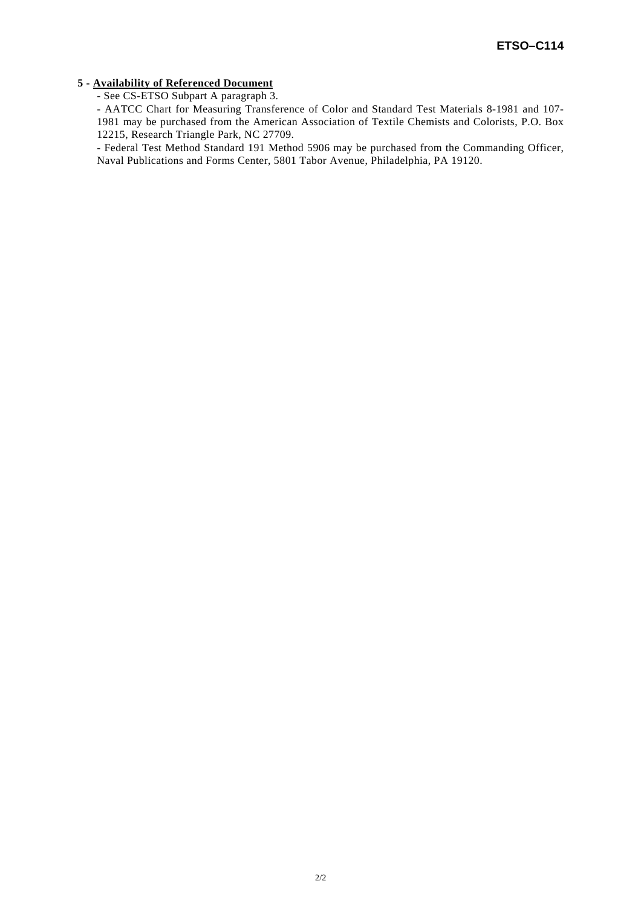**5 - Availability of Referenced Document**

- See CS-ETSO Subpart A paragraph 3.
- AATCC Chart for Measuring Transference of Color and Standard Test Materials 8-1981 and 107-1981 may be purchased from the American Association of Textile Chemists and Colorists, P.O. Box 12215, Research Triangle Park, NC 27709.
- Federal Test Method Standard 191 Method 5906 may be purchased from the Commanding Officer, Naval Publications and Forms Center, 5801 Tabor Avenue, Philadelphia, PA 19120.